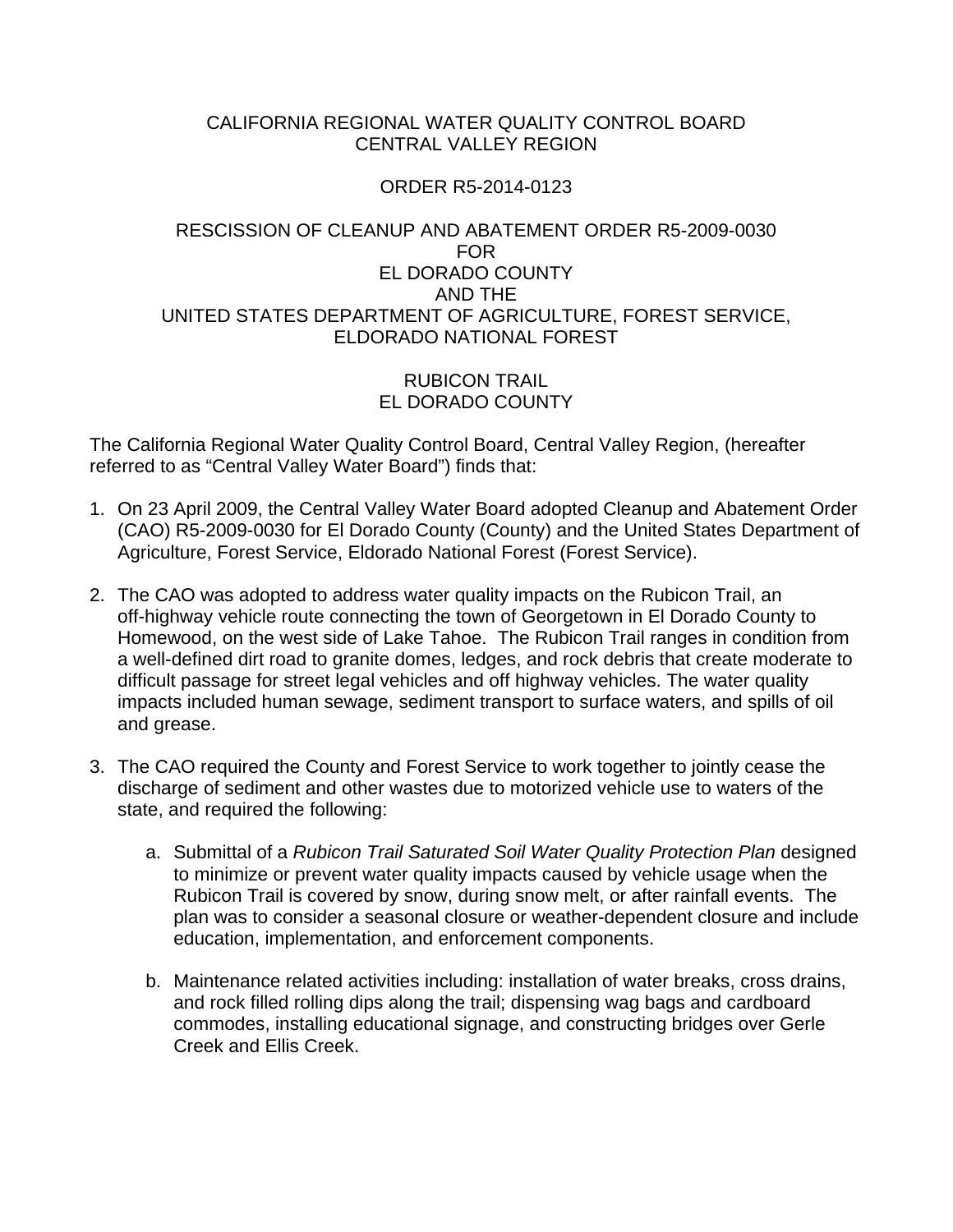CALIFORNIA REGIONAL WATER QUALITY CONTROL BOARD
CENTRAL VALLEY REGION

ORDER R5-2014-0123

RESCISSION OF CLEANUP AND ABATEMENT ORDER R5-2009-0030
FOR
EL DORADO COUNTY
AND THE
UNITED STATES DEPARTMENT OF AGRICULTURE, FOREST SERVICE,
ELDORADO NATIONAL FOREST

RUBICON TRAIL
EL DORADO COUNTY

The California Regional Water Quality Control Board, Central Valley Region, (hereafter referred to as "Central Valley Water Board") finds that:

1. On 23 April 2009, the Central Valley Water Board adopted Cleanup and Abatement Order (CAO) R5-2009-0030 for El Dorado County (County) and the United States Department of Agriculture, Forest Service, Eldorado National Forest (Forest Service).

2. The CAO was adopted to address water quality impacts on the Rubicon Trail, an off-highway vehicle route connecting the town of Georgetown in El Dorado County to Homewood, on the west side of Lake Tahoe. The Rubicon Trail ranges in condition from a well-defined dirt road to granite domes, ledges, and rock debris that create moderate to difficult passage for street legal vehicles and off highway vehicles. The water quality impacts included human sewage, sediment transport to surface waters, and spills of oil and grease.

3. The CAO required the County and Forest Service to work together to jointly cease the discharge of sediment and other wastes due to motorized vehicle use to waters of the state, and required the following:

    a. Submittal of a *Rubicon Trail Saturated Soil Water Quality Protection Plan* designed to minimize or prevent water quality impacts caused by vehicle usage when the Rubicon Trail is covered by snow, during snow melt, or after rainfall events. The plan was to consider a seasonal closure or weather-dependent closure and include education, implementation, and enforcement components.

    b. Maintenance related activities including: installation of water breaks, cross drains, and rock filled rolling dips along the trail; dispensing wag bags and cardboard commodes, installing educational signage, and constructing bridges over Gerle Creek and Ellis Creek.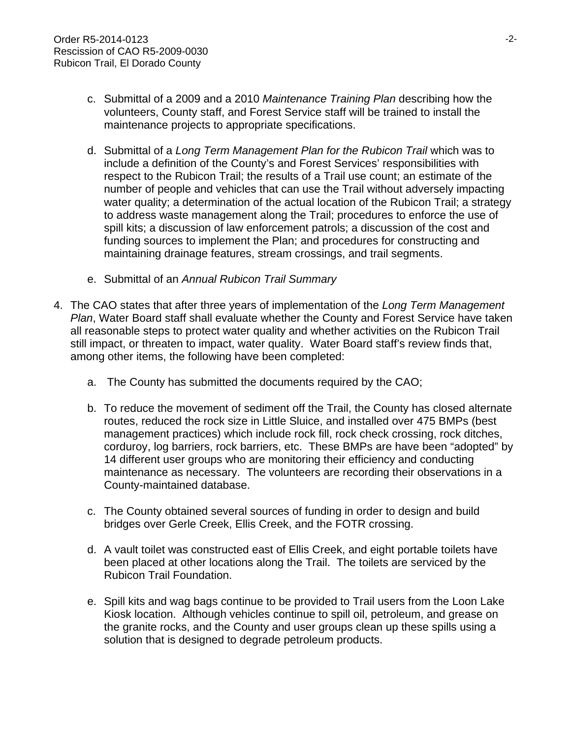c. Submittal of a 2009 and a 2010 *Maintenance Training Plan* describing how the volunteers, County staff, and Forest Service staff will be trained to install the maintenance projects to appropriate specifications.

d. Submittal of a *Long Term Management Plan for the Rubicon Trail* which was to include a definition of the County's and Forest Services' responsibilities with respect to the Rubicon Trail; the results of a Trail use count; an estimate of the number of people and vehicles that can use the Trail without adversely impacting water quality; a determination of the actual location of the Rubicon Trail; a strategy to address waste management along the Trail; procedures to enforce the use of spill kits; a discussion of law enforcement patrols; a discussion of the cost and funding sources to implement the Plan; and procedures for constructing and maintaining drainage features, stream crossings, and trail segments.

e. Submittal of an *Annual Rubicon Trail Summary*

4. The CAO states that after three years of implementation of the *Long Term Management Plan*, Water Board staff shall evaluate whether the County and Forest Service have taken all reasonable steps to protect water quality and whether activities on the Rubicon Trail still impact, or threaten to impact, water quality. Water Board staff's review finds that, among other items, the following have been completed:

   a. The County has submitted the documents required by the CAO;

   b. To reduce the movement of sediment off the Trail, the County has closed alternate routes, reduced the rock size in Little Sluice, and installed over 475 BMPs (best management practices) which include rock fill, rock check crossing, rock ditches, corduroy, log barriers, rock barriers, etc. These BMPs are have been "adopted" by 14 different user groups who are monitoring their efficiency and conducting maintenance as necessary. The volunteers are recording their observations in a County-maintained database.

   c. The County obtained several sources of funding in order to design and build bridges over Gerle Creek, Ellis Creek, and the FOTR crossing.

   d. A vault toilet was constructed east of Ellis Creek, and eight portable toilets have been placed at other locations along the Trail. The toilets are serviced by the Rubicon Trail Foundation.

   e. Spill kits and wag bags continue to be provided to Trail users from the Loon Lake Kiosk location. Although vehicles continue to spill oil, petroleum, and grease on the granite rocks, and the County and user groups clean up these spills using a solution that is designed to degrade petroleum products.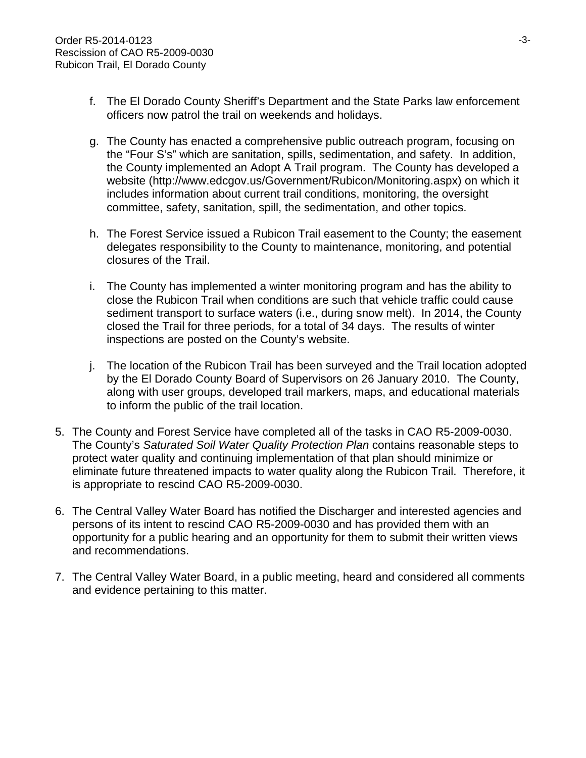f. The El Dorado County Sheriff's Department and the State Parks law enforcement officers now patrol the trail on weekends and holidays.

g. The County has enacted a comprehensive public outreach program, focusing on the "Four S's" which are sanitation, spills, sedimentation, and safety. In addition, the County implemented an Adopt A Trail program. The County has developed a website (http://www.edcgov.us/Government/Rubicon/Monitoring.aspx) on which it includes information about current trail conditions, monitoring, the oversight committee, safety, sanitation, spill, the sedimentation, and other topics.

h. The Forest Service issued a Rubicon Trail easement to the County; the easement delegates responsibility to the County to maintenance, monitoring, and potential closures of the Trail.

i. The County has implemented a winter monitoring program and has the ability to close the Rubicon Trail when conditions are such that vehicle traffic could cause sediment transport to surface waters (i.e., during snow melt). In 2014, the County closed the Trail for three periods, for a total of 34 days. The results of winter inspections are posted on the County's website.

j. The location of the Rubicon Trail has been surveyed and the Trail location adopted by the El Dorado County Board of Supervisors on 26 January 2010. The County, along with user groups, developed trail markers, maps, and educational materials to inform the public of the trail location.

5. The County and Forest Service have completed all of the tasks in CAO R5-2009-0030. The County's *Saturated Soil Water Quality Protection Plan* contains reasonable steps to protect water quality and continuing implementation of that plan should minimize or eliminate future threatened impacts to water quality along the Rubicon Trail. Therefore, it is appropriate to rescind CAO R5-2009-0030.

6. The Central Valley Water Board has notified the Discharger and interested agencies and persons of its intent to rescind CAO R5-2009-0030 and has provided them with an opportunity for a public hearing and an opportunity for them to submit their written views and recommendations.

7. The Central Valley Water Board, in a public meeting, heard and considered all comments and evidence pertaining to this matter.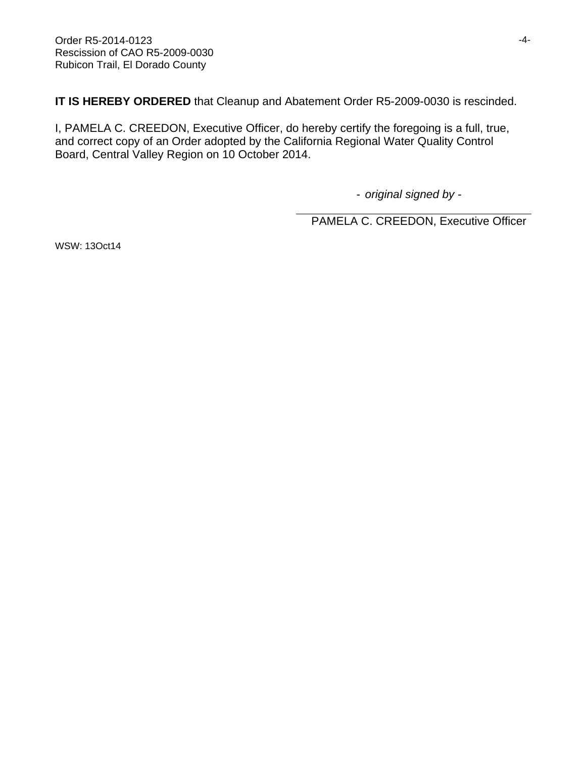**IT IS HEREBY ORDERED** that Cleanup and Abatement Order R5-2009-0030 is rescinded.

I, PAMELA C. CREEDON, Executive Officer, do hereby certify the foregoing is a full, true, and correct copy of an Order adopted by the California Regional Water Quality Control Board, Central Valley Region on 10 October 2014.

- *original signed by* -

PAMELA C. CREEDON, Executive Officer

WSW: 13Oct14